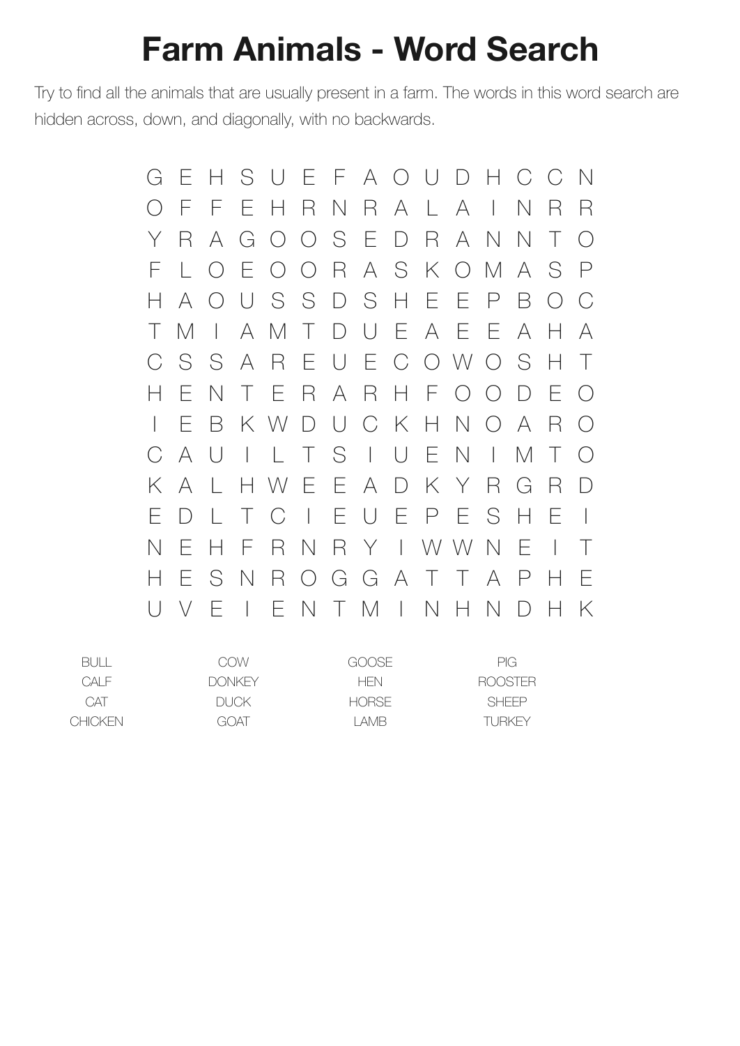# Farm Animals - Word Search

Try to find all the animals that are usually present in a farm. The words in this word search are hidden across, down, and diagonally, with no backwards.

```
G E H S U E F A O U D H C C N
O F F E H R N R A L A I N R R
Y R A G O O S E D R A N N T O
F L O E O O R A S K O M A S P
H A O U S S D S H E E P B O C
T M I A M T D U E A E E A H A
C S S A R E U E C O W O S H T
H E N T E R A R H F O O D E O
I E B K W D U C K H N O A R O
C A U I L T S I U E N I M T O
K A L H W E E A D K Y R G R D
E D L T C I E U E P E S H E I
N E H F R N R Y I W W N E I T
H E S N R O G G A T T A P H E
U V E I E N T M I N H N D H K
```

| | | | |
|---|---|---|---|
| BULL | COW | GOOSE | PIG |
| CALF | DONKEY | HEN | ROOSTER |
| CAT | DUCK | HORSE | SHEEP |
| CHICKEN | GOAT | LAMB | TURKEY |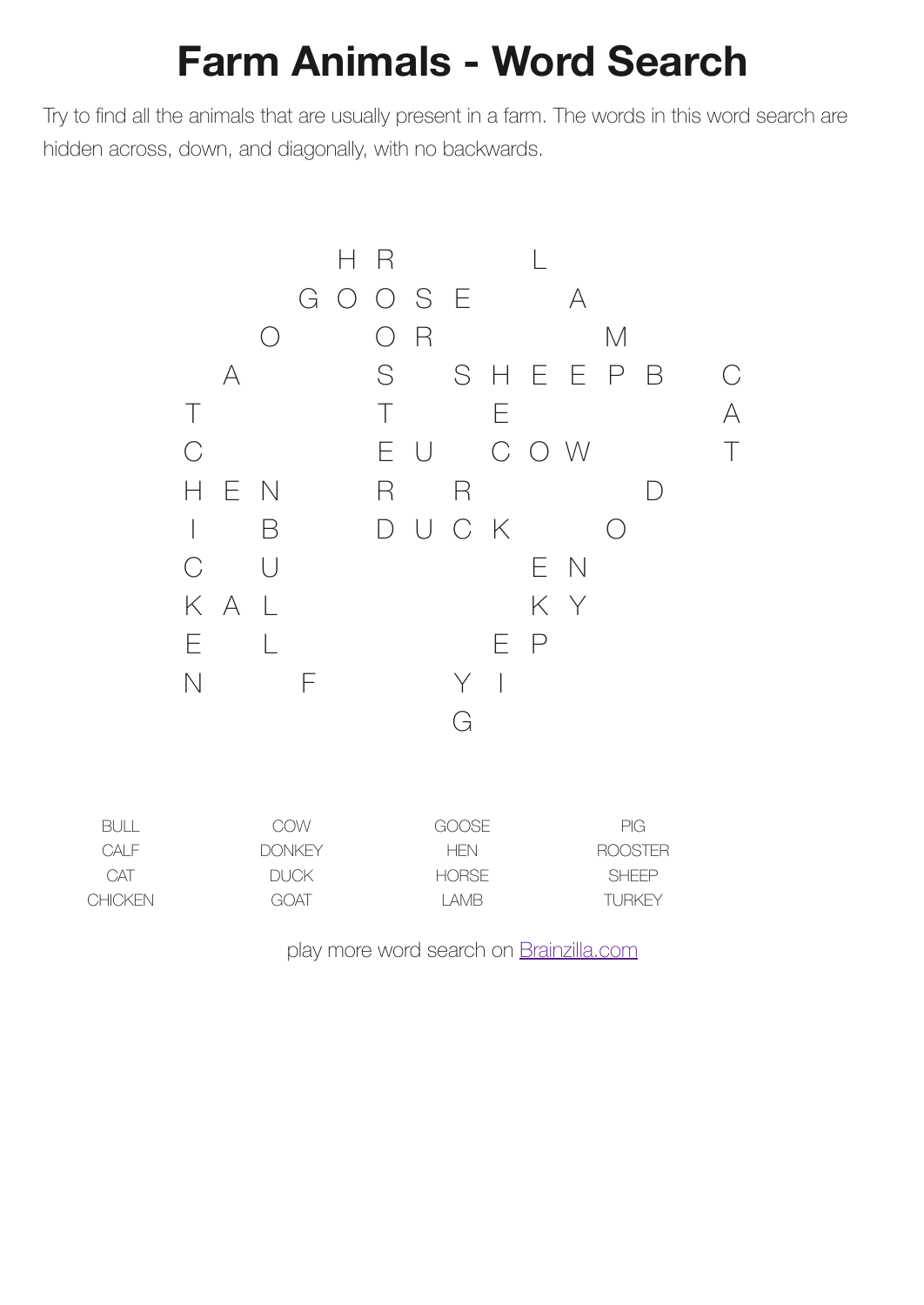# Farm Animals - Word Search

Try to find all the animals that are usually present in a farm. The words in this word search are hidden across, down, and diagonally, with no backwards.

| | | | | | | | | | | | | | | |
|---|---|---|---|---|---|---|---|---|---|---|---|---|---|---|
| | | | | H | R | | | | L | | | | | |
| | | | G | O | O | S | E | | | A | | | | |
| | | O | | | O | R | | | | | M | | | |
| | A | | | | S | | S | H | E | E | P | B | | C |
| T | | | | | T | | | E | | | | | | A |
| C | | | | | E | U | | C | O | W | | | | T |
| H | E | N | | | R | | R | | | | | D | | |
| I | | B | | | D | U | C | K | | | O | | | |
| C | | U | | | | | | | E | N | | | | |
| K | A | L | | | | | | | K | Y | | | | |
| E | | L | | | | | | E | P | | | | | |
| N | | | F | | | | Y | I | | | | | | |
| | | | | | | | G | | | | | | | |

| | | | |
|---|---|---|---|
| BULL | COW | GOOSE | PIG |
| CALF | DONKEY | HEN | ROOSTER |
| CAT | DUCK | HORSE | SHEEP |
| CHICKEN | GOAT | LAMB | TURKEY |

play more word search on Brainzilla.com